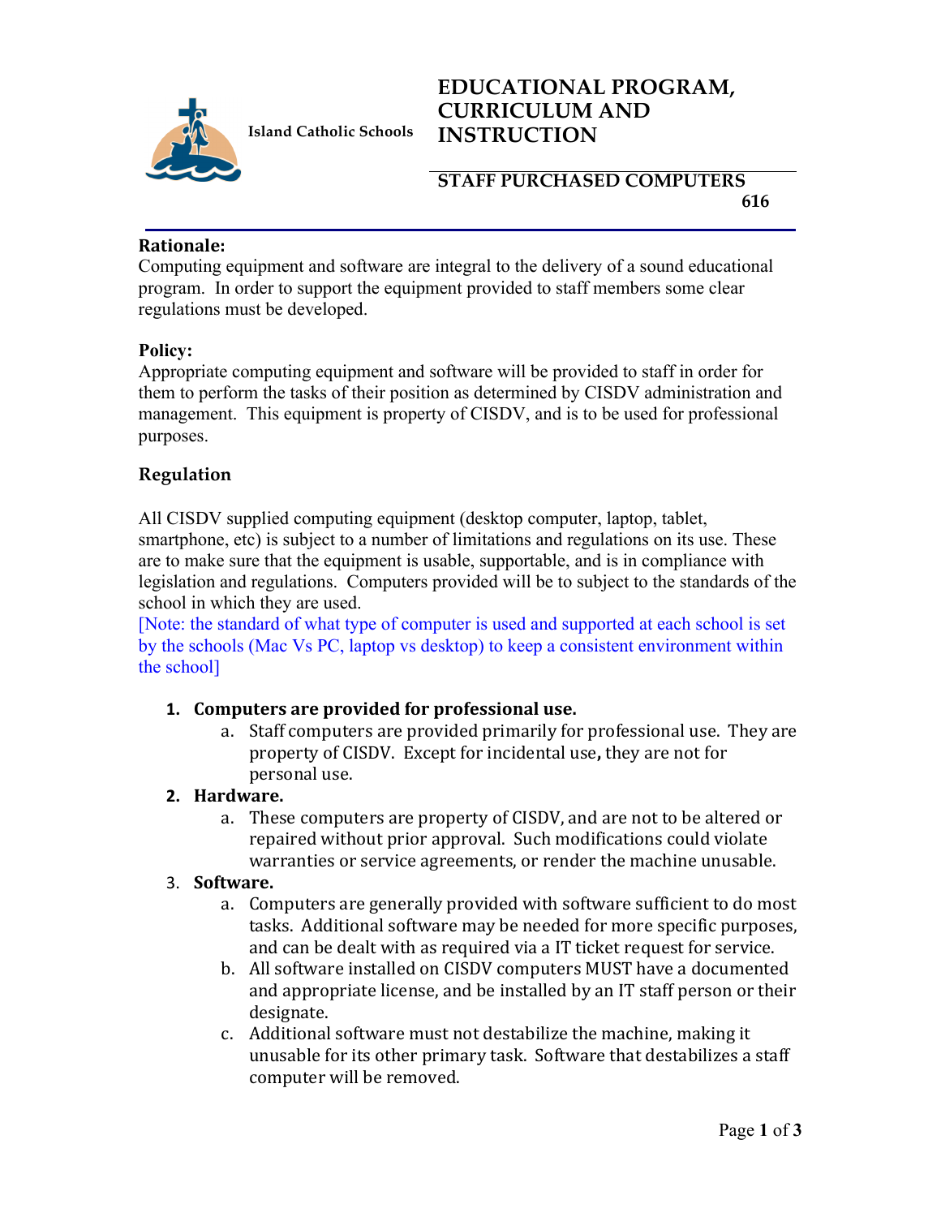Island Catholic Schools

# EDUCATIONAL PROGRAM, CURRICULUM AND INSTRUCTION

## STAFF PURCHASED COMPUTERS

**616**

**Rationale:**
Computing equipment and software are integral to the delivery of a sound educational program. In order to support the equipment provided to staff members some clear regulations must be developed.

**Policy:**
Appropriate computing equipment and software will be provided to staff in order for them to perform the tasks of their position as determined by CISDV administration and management. This equipment is property of CISDV, and is to be used for professional purposes.

**Regulation**

All CISDV supplied computing equipment (desktop computer, laptop, tablet, smartphone, etc) is subject to a number of limitations and regulations on its use. These are to make sure that the equipment is usable, supportable, and is in compliance with legislation and regulations. Computers provided will be to subject to the standards of the school in which they are used.
[Note: the standard of what type of computer is used and supported at each school is set by the schools (Mac Vs PC, laptop vs desktop) to keep a consistent environment within the school]

1. **Computers are provided for professional use.**
   a. Staff computers are provided primarily for professional use. They are property of CISDV. Except for incidental use**,** they are not for personal use.
2. **Hardware.**
   a. These computers are property of CISDV, and are not to be altered or repaired without prior approval. Such modifications could violate warranties or service agreements, or render the machine unusable.
3. **Software.**
   a. Computers are generally provided with software sufficient to do most tasks. Additional software may be needed for more specific purposes, and can be dealt with as required via a IT ticket request for service.
   b. All software installed on CISDV computers MUST have a documented and appropriate license, and be installed by an IT staff person or their designate.
   c. Additional software must not destabilize the machine, making it unusable for its other primary task. Software that destabilizes a staff computer will be removed.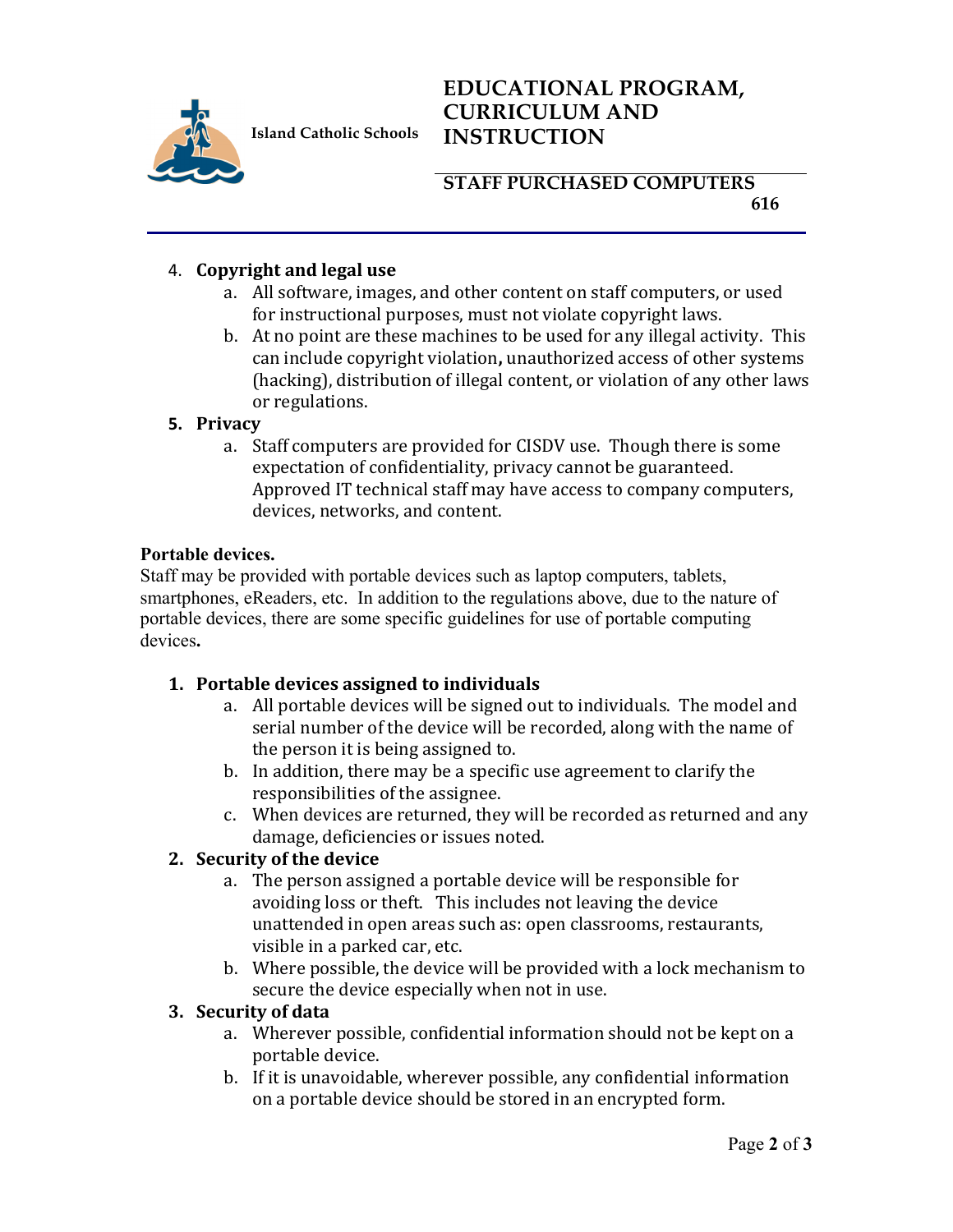4. **Copyright and legal use**
    a. All software, images, and other content on staff computers, or used for instructional purposes, must not violate copyright laws.
    b. At no point are these machines to be used for any illegal activity. This can include copyright violation**,** unauthorized access of other systems (hacking), distribution of illegal content, or violation of any other laws or regulations.
5. **Privacy**
    a. Staff computers are provided for CISDV use. Though there is some expectation of confidentiality, privacy cannot be guaranteed. Approved IT technical staff may have access to company computers, devices, networks, and content.

**Portable devices.**

Staff may be provided with portable devices such as laptop computers, tablets, smartphones, eReaders, etc. In addition to the regulations above, due to the nature of portable devices, there are some specific guidelines for use of portable computing devices**.**

1. **Portable devices assigned to individuals**
    a. All portable devices will be signed out to individuals. The model and serial number of the device will be recorded, along with the name of the person it is being assigned to.
    b. In addition, there may be a specific use agreement to clarify the responsibilities of the assignee.
    c. When devices are returned, they will be recorded as returned and any damage, deficiencies or issues noted.
2. **Security of the device**
    a. The person assigned a portable device will be responsible for avoiding loss or theft. This includes not leaving the device unattended in open areas such as: open classrooms, restaurants, visible in a parked car, etc.
    b. Where possible, the device will be provided with a lock mechanism to secure the device especially when not in use.
3. **Security of data**
    a. Wherever possible, confidential information should not be kept on a portable device.
    b. If it is unavoidable, wherever possible, any confidential information on a portable device should be stored in an encrypted form.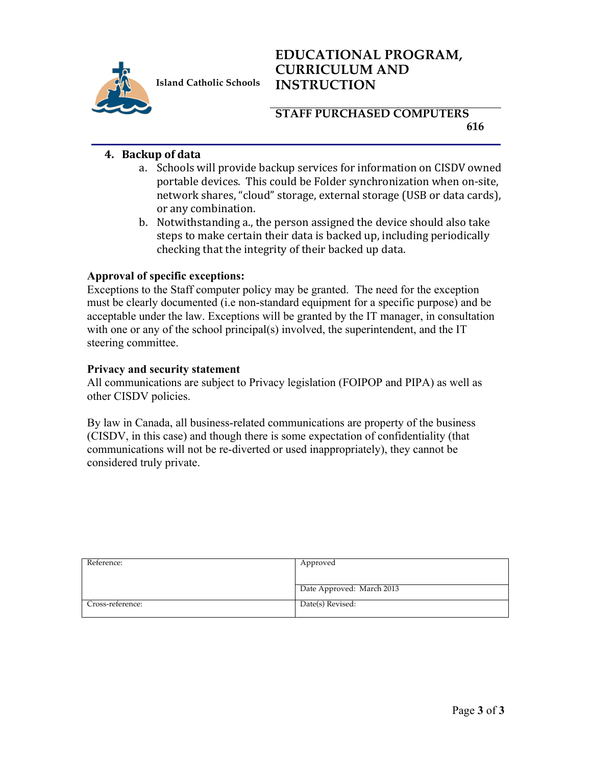**4. Backup of data**

a. Schools will provide backup services for information on CISDV owned portable devices. This could be Folder synchronization when on-site, network shares, "cloud" storage, external storage (USB or data cards), or any combination.

b. Notwithstanding a., the person assigned the device should also take steps to make certain their data is backed up, including periodically checking that the integrity of their backed up data.

**Approval of specific exceptions:**

Exceptions to the Staff computer policy may be granted. The need for the exception must be clearly documented (i.e non-standard equipment for a specific purpose) and be acceptable under the law. Exceptions will be granted by the IT manager, in consultation with one or any of the school principal(s) involved, the superintendent, and the IT steering committee.

**Privacy and security statement**

All communications are subject to Privacy legislation (FOIPOP and PIPA) as well as other CISDV policies.

By law in Canada, all business-related communications are property of the business (CISDV, in this case) and though there is some expectation of confidentiality (that communications will not be re-diverted or used inappropriately), they cannot be considered truly private.

| | |
|---|---|
| Reference: | Approved<br><br>Date Approved: March 2013 |
| Cross-reference: | Date(s) Revised: |